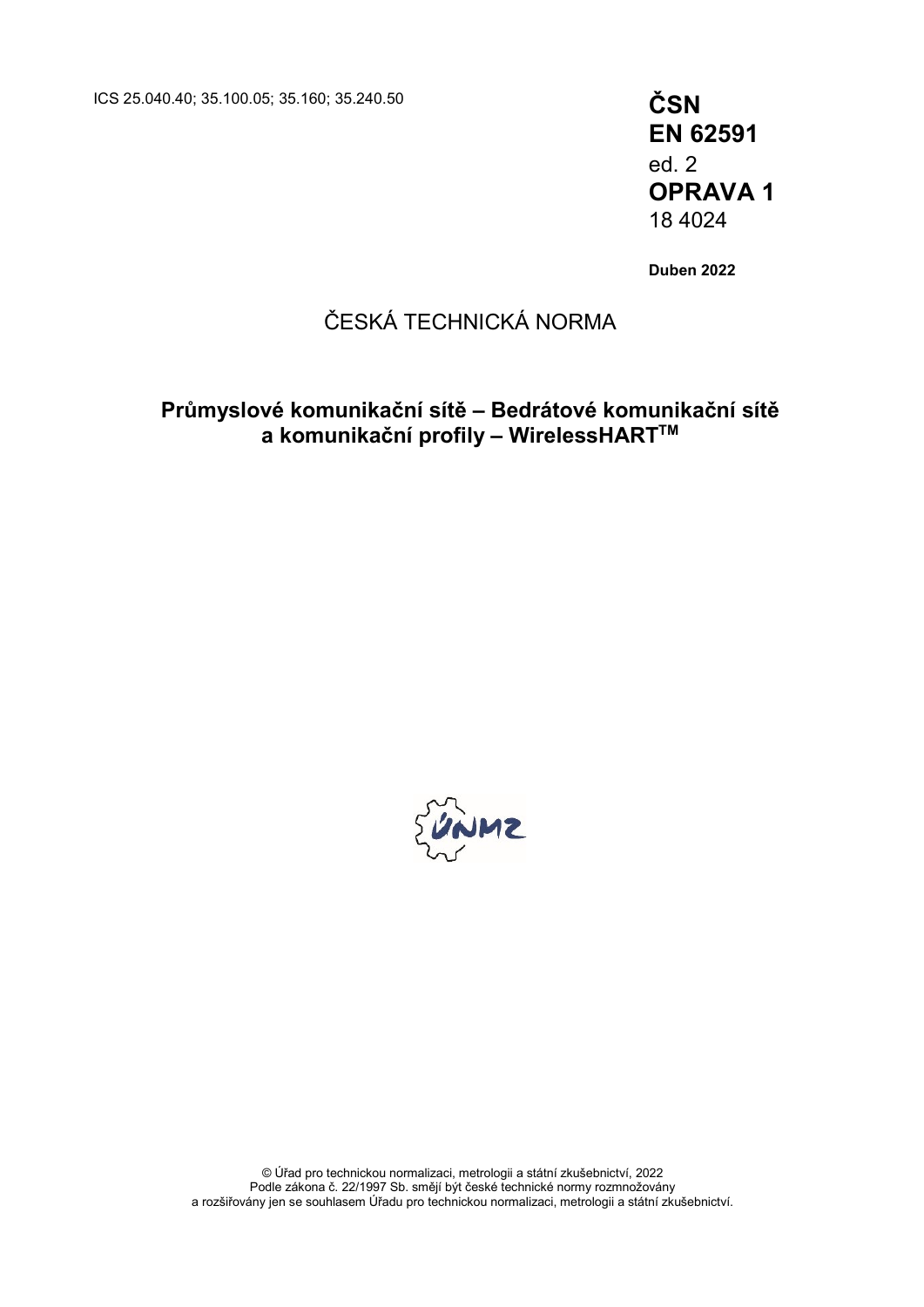ICS 25.040.40; 35.100.05; 35.160; 35.240.50

**ČSN**
**EN 62591**
ed. 2
**OPRAVA 1**
18 4024

**Duben 2022**

ČESKÁ TECHNICKÁ NORMA

**Průmyslové komunikační sítě – Bedrátové komunikační sítě a komunikační profily – WirelessHART™**

© Úřad pro technickou normalizaci, metrologii a státní zkušebnictví, 2022
Podle zákona č. 22/1997 Sb. smějí být české technické normy rozmnožovány a rozšiřovány jen se souhlasem Úřadu pro technickou normalizaci, metrologii a státní zkušebnictví.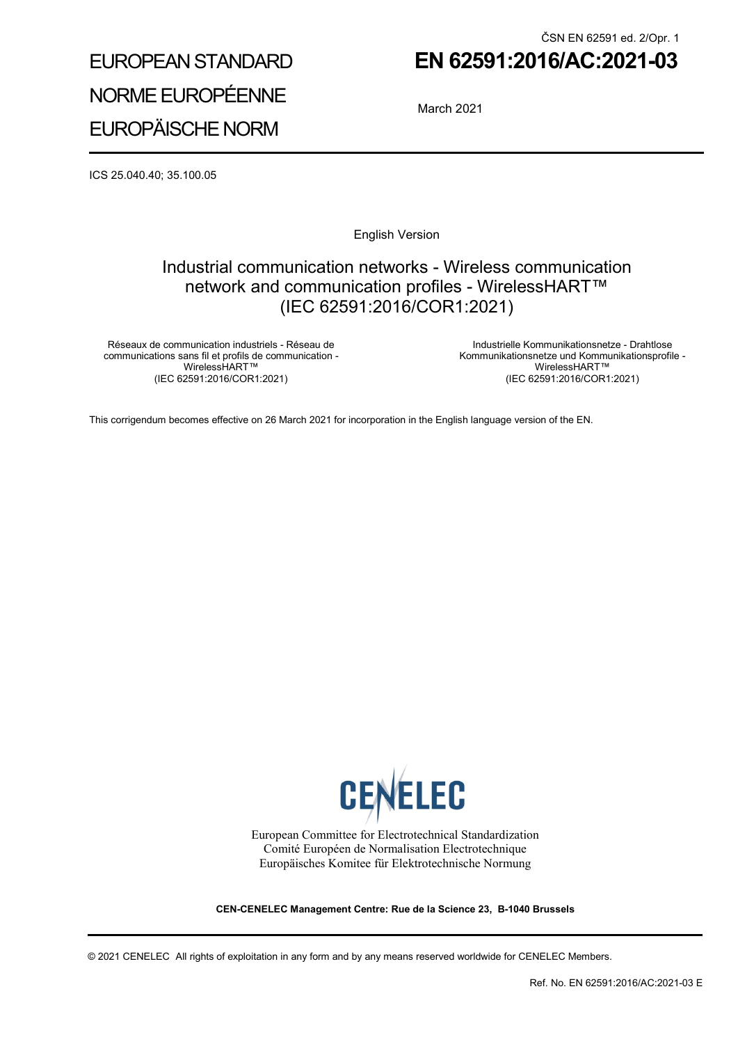ČSN EN 62591 ed. 2/Opr. 1

# EUROPEAN STANDARD
# NORME EUROPÉENNE
# EUROPÄISCHE NORM

# EN 62591:2016/AC:2021-03

March 2021

ICS 25.040.40; 35.100.05

English Version

## Industrial communication networks - Wireless communication network and communication profiles - WirelessHART™ (IEC 62591:2016/COR1:2021)

Réseaux de communication industriels - Réseau de communications sans fil et profils de communication - WirelessHART™
(IEC 62591:2016/COR1:2021)

Industrielle Kommunikationsnetze - Drahtlose Kommunikationsnetze und Kommunikationsprofile - WirelessHART™
(IEC 62591:2016/COR1:2021)

This corrigendum becomes effective on 26 March 2021 for incorporation in the English language version of the EN.

CENELEC

European Committee for Electrotechnical Standardization
Comité Européen de Normalisation Electrotechnique
Europäisches Komitee für Elektrotechnische Normung

**CEN-CENELEC Management Centre: Rue de la Science 23, B-1040 Brussels**

© 2021 CENELEC All rights of exploitation in any form and by any means reserved worldwide for CENELEC Members.

Ref. No. EN 62591:2016/AC:2021-03 E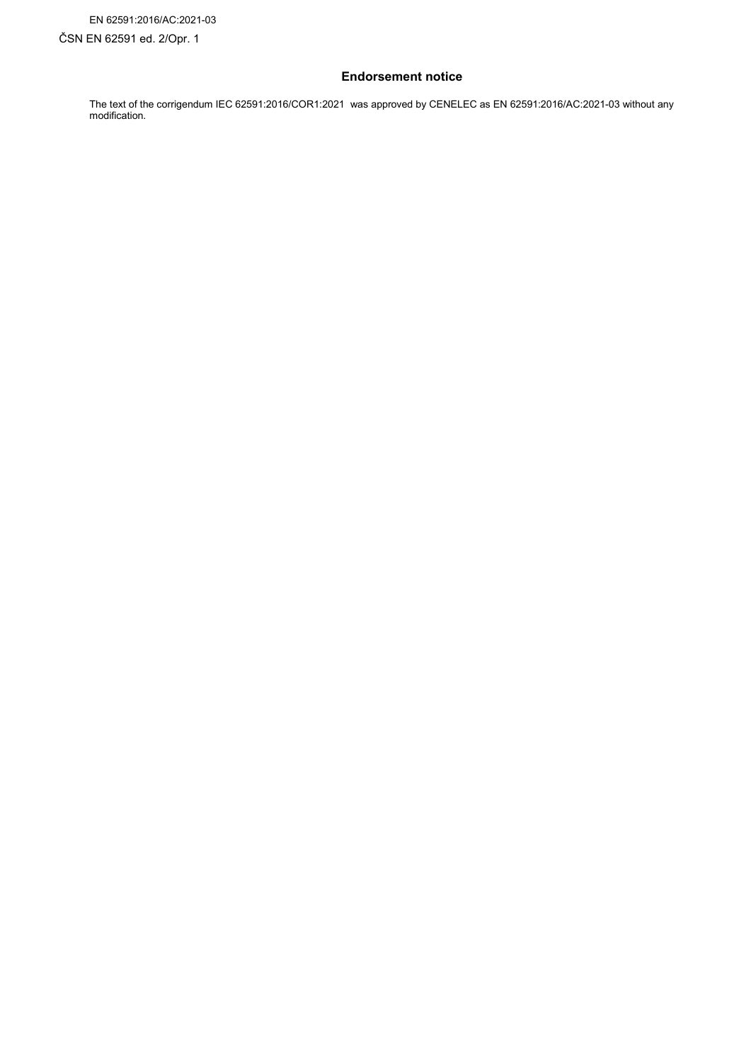## Endorsement notice

The text of the corrigendum IEC 62591:2016/COR1:2021 was approved by CENELEC as EN 62591:2016/AC:2021-03 without any modification.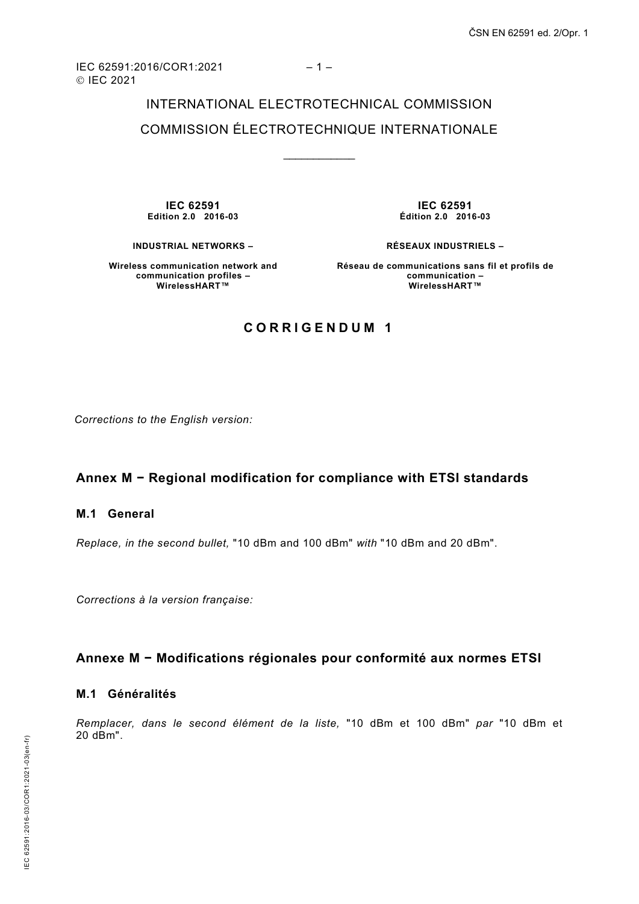INTERNATIONAL ELECTROTECHNICAL COMMISSION

COMMISSION ÉLECTROTECHNIQUE INTERNATIONALE

\_\_\_\_\_\_\_\_\_\_\_\_

| **IEC 62591** | **IEC 62591** |
|---|---|
| **Edition 2.0 2016-03** | **Édition 2.0 2016-03** |
| **INDUSTRIAL NETWORKS –** | **RÉSEAUX INDUSTRIELS –** |
| **Wireless communication network and communication profiles – WirelessHART™** | **Réseau de communications sans fil et profils de communication – WirelessHART™** |

**C O R R I G E N D U M 1**

*Corrections to the English version:*

## Annex M − Regional modification for compliance with ETSI standards

### M.1 General

*Replace, in the second bullet,* "10 dBm and 100 dBm" *with* "10 dBm and 20 dBm".

*Corrections à la version française:*

## Annexe M − Modifications régionales pour conformité aux normes ETSI

### M.1 Généralités

*Remplacer, dans le second élément de la liste,* "10 dBm et 100 dBm" *par* "10 dBm et 20 dBm".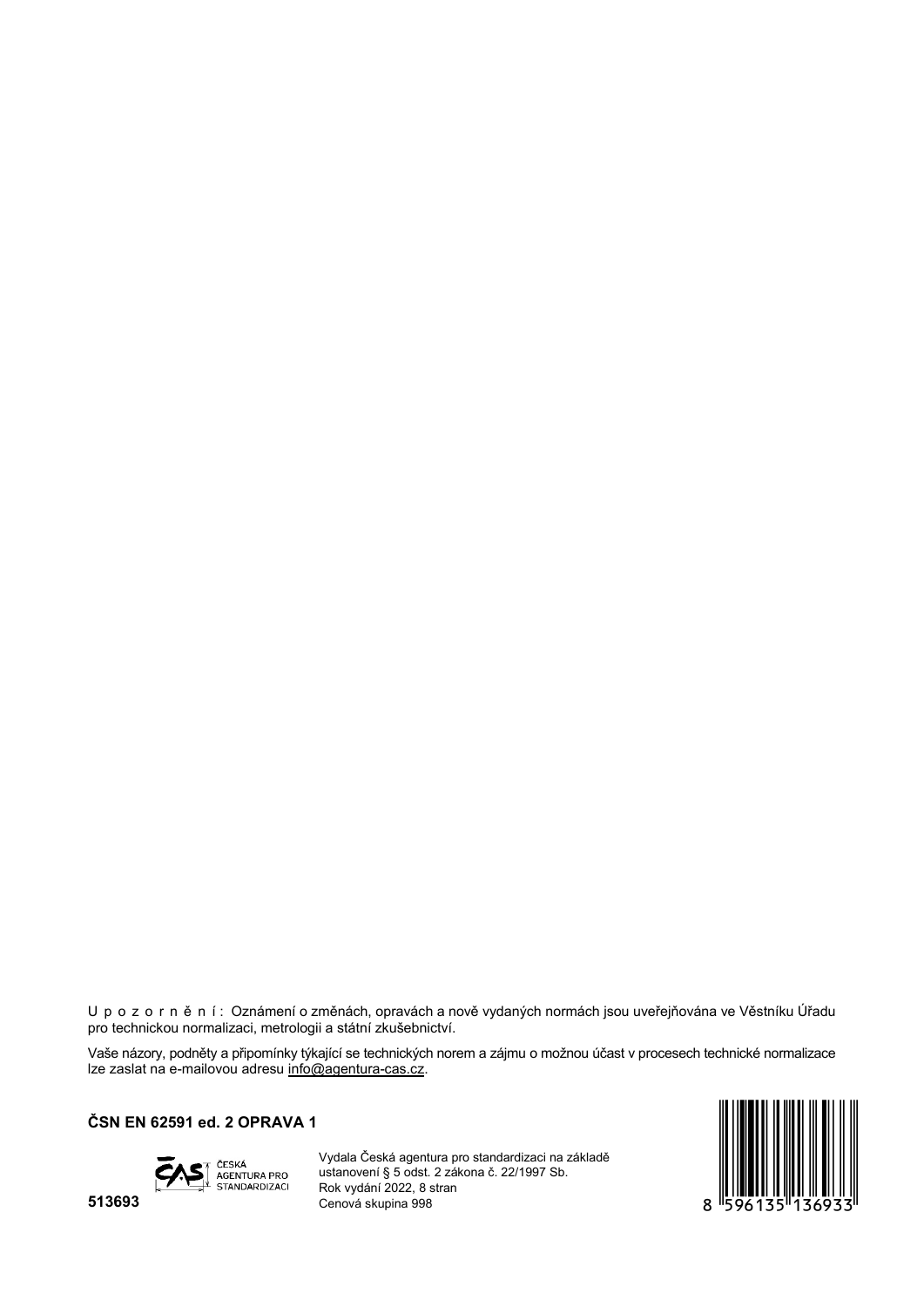U p o z o r n ě n í : Oznámení o změnách, opravách a nově vydaných normách jsou uveřejňována ve Věstníku Úřadu pro technickou normalizaci, metrologii a státní zkušebnictví.

Vaše názory, podněty a připomínky týkající se technických norem a zájmu o možnou účast v procesech technické normalizace lze zaslat na e-mailovou adresu info@agentura-cas.cz.

**ČSN EN 62591 ed. 2 OPRAVA 1**

ČESKÁ AGENTURA PRO STANDARDIZACI

Vydala Česká agentura pro standardizaci na základě ustanovení § 5 odst. 2 zákona č. 22/1997 Sb.
Rok vydání 2022, 8 stran
Cenová skupina 998

**513693**

8 596135 136933